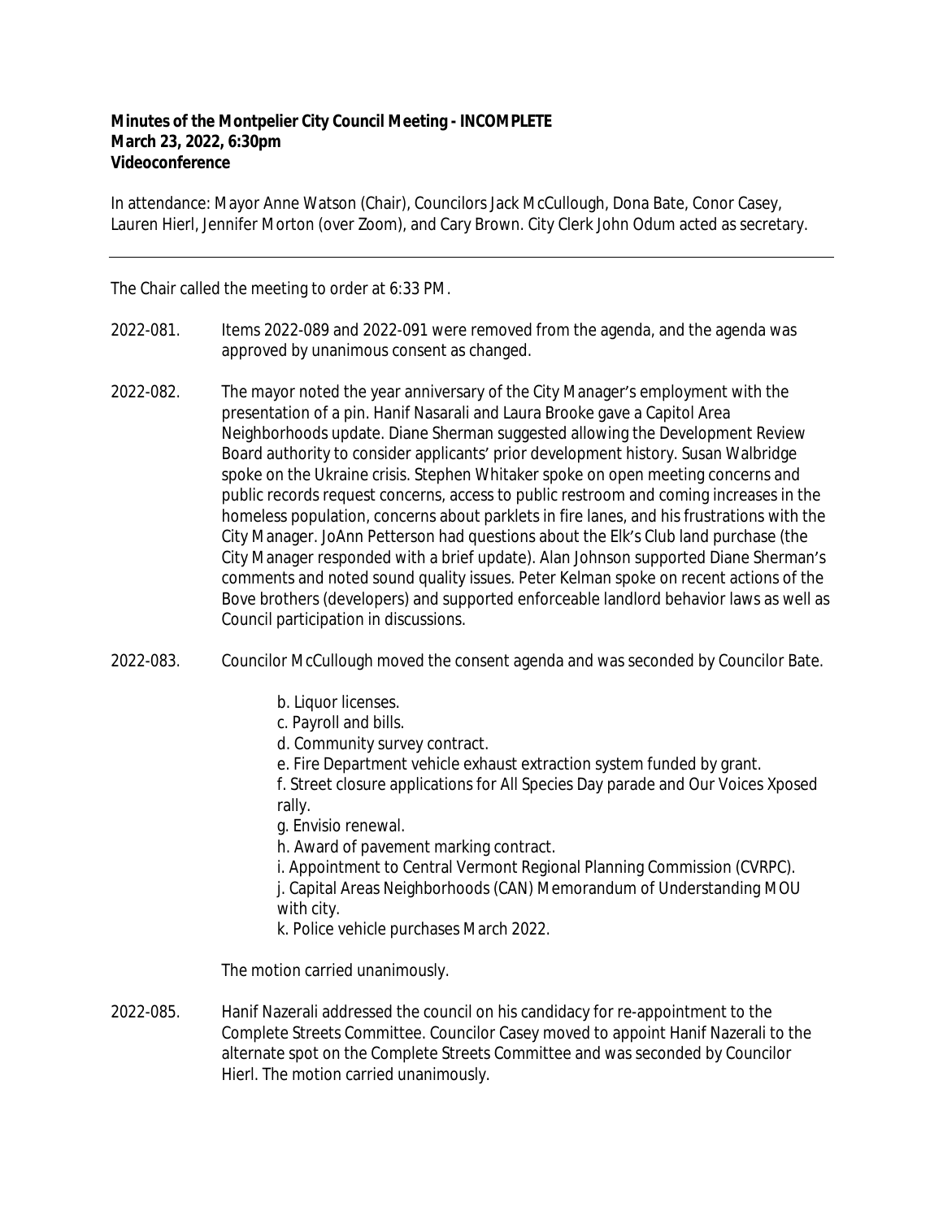**Minutes of the Montpelier City Council Meeting - INCOMPLETE**
**March 23, 2022, 6:30pm**
**Videoconference**

In attendance: Mayor Anne Watson (Chair), Councilors Jack McCullough, Dona Bate, Conor Casey, Lauren Hierl, Jennifer Morton (over Zoom), and Cary Brown. City Clerk John Odum acted as secretary.

---

The Chair called the meeting to order at 6:33 PM.

2022-081. Items 2022-089 and 2022-091 were removed from the agenda, and the agenda was approved by unanimous consent as changed.

2022-082. The mayor noted the year anniversary of the City Manager's employment with the presentation of a pin. Hanif Nasarali and Laura Brooke gave a Capitol Area Neighborhoods update. Diane Sherman suggested allowing the Development Review Board authority to consider applicants' prior development history. Susan Walbridge spoke on the Ukraine crisis. Stephen Whitaker spoke on open meeting concerns and public records request concerns, access to public restroom and coming increases in the homeless population, concerns about parklets in fire lanes, and his frustrations with the City Manager. JoAnn Petterson had questions about the Elk's Club land purchase (the City Manager responded with a brief update). Alan Johnson supported Diane Sherman's comments and noted sound quality issues. Peter Kelman spoke on recent actions of the Bove brothers (developers) and supported enforceable landlord behavior laws as well as Council participation in discussions.

2022-083. Councilor McCullough moved the consent agenda and was seconded by Councilor Bate.

b. Liquor licenses.
c. Payroll and bills.
d. Community survey contract.
e. Fire Department vehicle exhaust extraction system funded by grant.
f. Street closure applications for All Species Day parade and Our Voices Xposed rally.
g. Envisio renewal.
h. Award of pavement marking contract.
i. Appointment to Central Vermont Regional Planning Commission (CVRPC).
j. Capital Areas Neighborhoods (CAN) Memorandum of Understanding MOU with city.
k. Police vehicle purchases March 2022.

The motion carried unanimously.

2022-085. Hanif Nazerali addressed the council on his candidacy for re-appointment to the Complete Streets Committee. Councilor Casey moved to appoint Hanif Nazerali to the alternate spot on the Complete Streets Committee and was seconded by Councilor Hierl. The motion carried unanimously.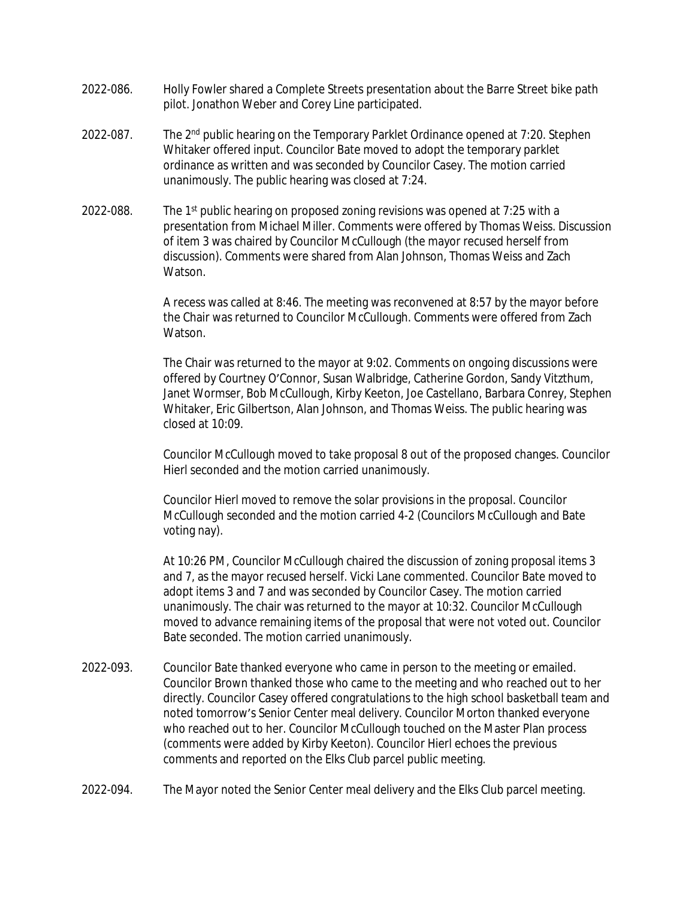2022-086. Holly Fowler shared a Complete Streets presentation about the Barre Street bike path pilot. Jonathon Weber and Corey Line participated.

2022-087. The 2nd public hearing on the Temporary Parklet Ordinance opened at 7:20. Stephen Whitaker offered input. Councilor Bate moved to adopt the temporary parklet ordinance as written and was seconded by Councilor Casey. The motion carried unanimously. The public hearing was closed at 7:24.

2022-088. The 1st public hearing on proposed zoning revisions was opened at 7:25 with a presentation from Michael Miller. Comments were offered by Thomas Weiss. Discussion of item 3 was chaired by Councilor McCullough (the mayor recused herself from discussion). Comments were shared from Alan Johnson, Thomas Weiss and Zach Watson.

A recess was called at 8:46. The meeting was reconvened at 8:57 by the mayor before the Chair was returned to Councilor McCullough. Comments were offered from Zach Watson.

The Chair was returned to the mayor at 9:02. Comments on ongoing discussions were offered by Courtney O'Connor, Susan Walbridge, Catherine Gordon, Sandy Vitzthum, Janet Wormser, Bob McCullough, Kirby Keeton, Joe Castellano, Barbara Conrey, Stephen Whitaker, Eric Gilbertson, Alan Johnson, and Thomas Weiss. The public hearing was closed at 10:09.

Councilor McCullough moved to take proposal 8 out of the proposed changes. Councilor Hierl seconded and the motion carried unanimously.

Councilor Hierl moved to remove the solar provisions in the proposal. Councilor McCullough seconded and the motion carried 4-2 (Councilors McCullough and Bate voting nay).

At 10:26 PM, Councilor McCullough chaired the discussion of zoning proposal items 3 and 7, as the mayor recused herself. Vicki Lane commented. Councilor Bate moved to adopt items 3 and 7 and was seconded by Councilor Casey. The motion carried unanimously. The chair was returned to the mayor at 10:32. Councilor McCullough moved to advance remaining items of the proposal that were not voted out. Councilor Bate seconded. The motion carried unanimously.

2022-093. Councilor Bate thanked everyone who came in person to the meeting or emailed. Councilor Brown thanked those who came to the meeting and who reached out to her directly. Councilor Casey offered congratulations to the high school basketball team and noted tomorrow's Senior Center meal delivery. Councilor Morton thanked everyone who reached out to her. Councilor McCullough touched on the Master Plan process (comments were added by Kirby Keeton). Councilor Hierl echoes the previous comments and reported on the Elks Club parcel public meeting.

2022-094. The Mayor noted the Senior Center meal delivery and the Elks Club parcel meeting.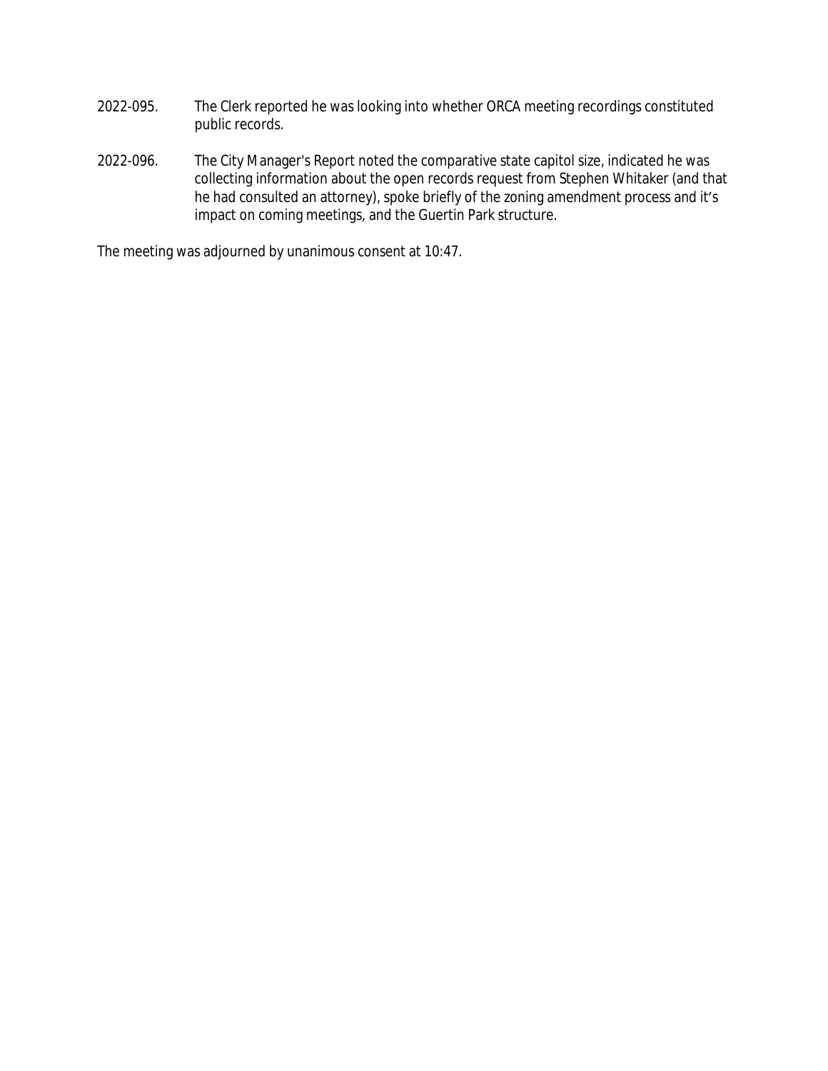2022-095. The Clerk reported he was looking into whether ORCA meeting recordings constituted public records.

2022-096. The City Manager's Report noted the comparative state capitol size, indicated he was collecting information about the open records request from Stephen Whitaker (and that he had consulted an attorney), spoke briefly of the zoning amendment process and it's impact on coming meetings, and the Guertin Park structure.

The meeting was adjourned by unanimous consent at 10:47.